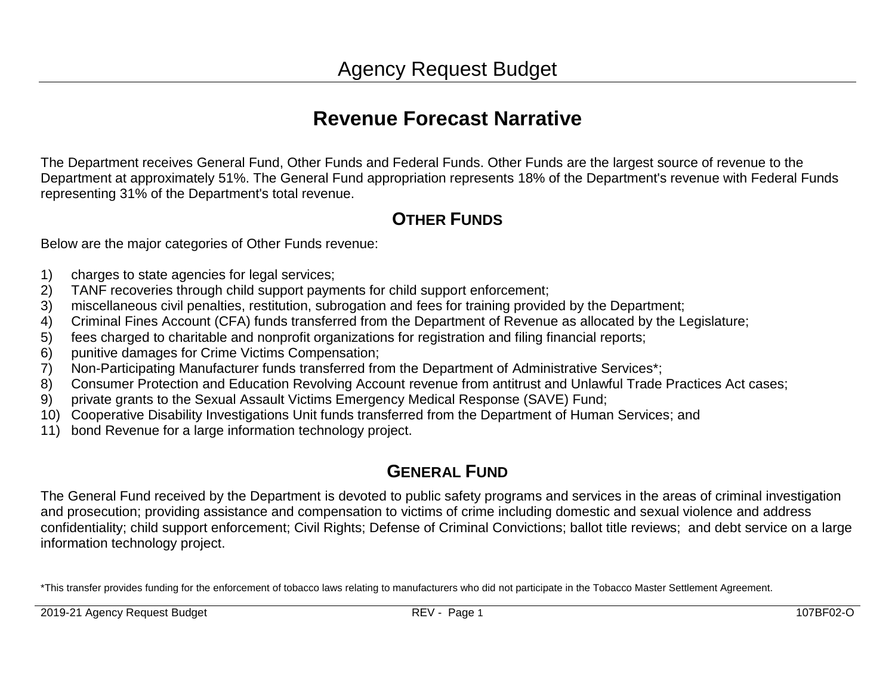# Agency Request Budget

## Revenue Forecast Narrative

The Department receives General Fund, Other Funds and Federal Funds. Other Funds are the largest source of revenue to the Department at approximately 51%. The General Fund appropriation represents 18% of the Department's revenue with Federal Funds representing 31% of the Department's total revenue.

### OTHER FUNDS

Below are the major categories of Other Funds revenue:

1) charges to state agencies for legal services;
2) TANF recoveries through child support payments for child support enforcement;
3) miscellaneous civil penalties, restitution, subrogation and fees for training provided by the Department;
4) Criminal Fines Account (CFA) funds transferred from the Department of Revenue as allocated by the Legislature;
5) fees charged to charitable and nonprofit organizations for registration and filing financial reports;
6) punitive damages for Crime Victims Compensation;
7) Non-Participating Manufacturer funds transferred from the Department of Administrative Services*;
8) Consumer Protection and Education Revolving Account revenue from antitrust and Unlawful Trade Practices Act cases;
9) private grants to the Sexual Assault Victims Emergency Medical Response (SAVE) Fund;
10) Cooperative Disability Investigations Unit funds transferred from the Department of Human Services; and
11) bond Revenue for a large information technology project.

### GENERAL FUND

The General Fund received by the Department is devoted to public safety programs and services in the areas of criminal investigation and prosecution; providing assistance and compensation to victims of crime including domestic and sexual violence and address confidentiality; child support enforcement; Civil Rights; Defense of Criminal Convictions; ballot title reviews; and debt service on a large information technology project.

*This transfer provides funding for the enforcement of tobacco laws relating to manufacturers who did not participate in the Tobacco Master Settlement Agreement.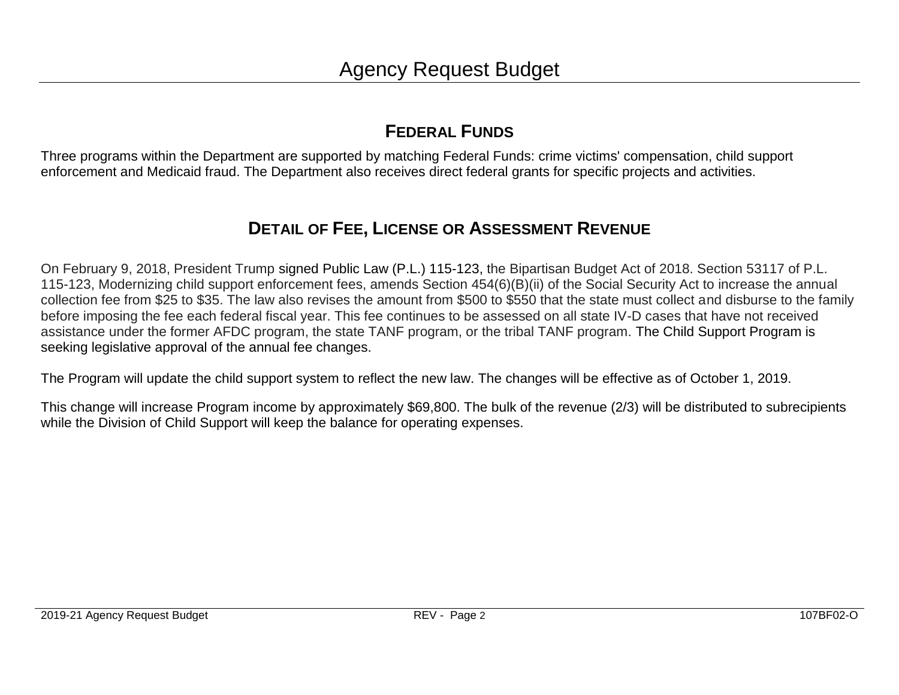## FEDERAL FUNDS

Three programs within the Department are supported by matching Federal Funds: crime victims' compensation, child support enforcement and Medicaid fraud. The Department also receives direct federal grants for specific projects and activities.

## DETAIL OF FEE, LICENSE OR ASSESSMENT REVENUE

On February 9, 2018, President Trump signed Public Law (P.L.) 115-123, the Bipartisan Budget Act of 2018. Section 53117 of P.L. 115-123, Modernizing child support enforcement fees, amends Section 454(6)(B)(ii) of the Social Security Act to increase the annual collection fee from $25 to $35. The law also revises the amount from $500 to $550 that the state must collect and disburse to the family before imposing the fee each federal fiscal year. This fee continues to be assessed on all state IV-D cases that have not received assistance under the former AFDC program, the state TANF program, or the tribal TANF program. The Child Support Program is seeking legislative approval of the annual fee changes.

The Program will update the child support system to reflect the new law. The changes will be effective as of October 1, 2019.

This change will increase Program income by approximately $69,800. The bulk of the revenue (2/3) will be distributed to subrecipients while the Division of Child Support will keep the balance for operating expenses.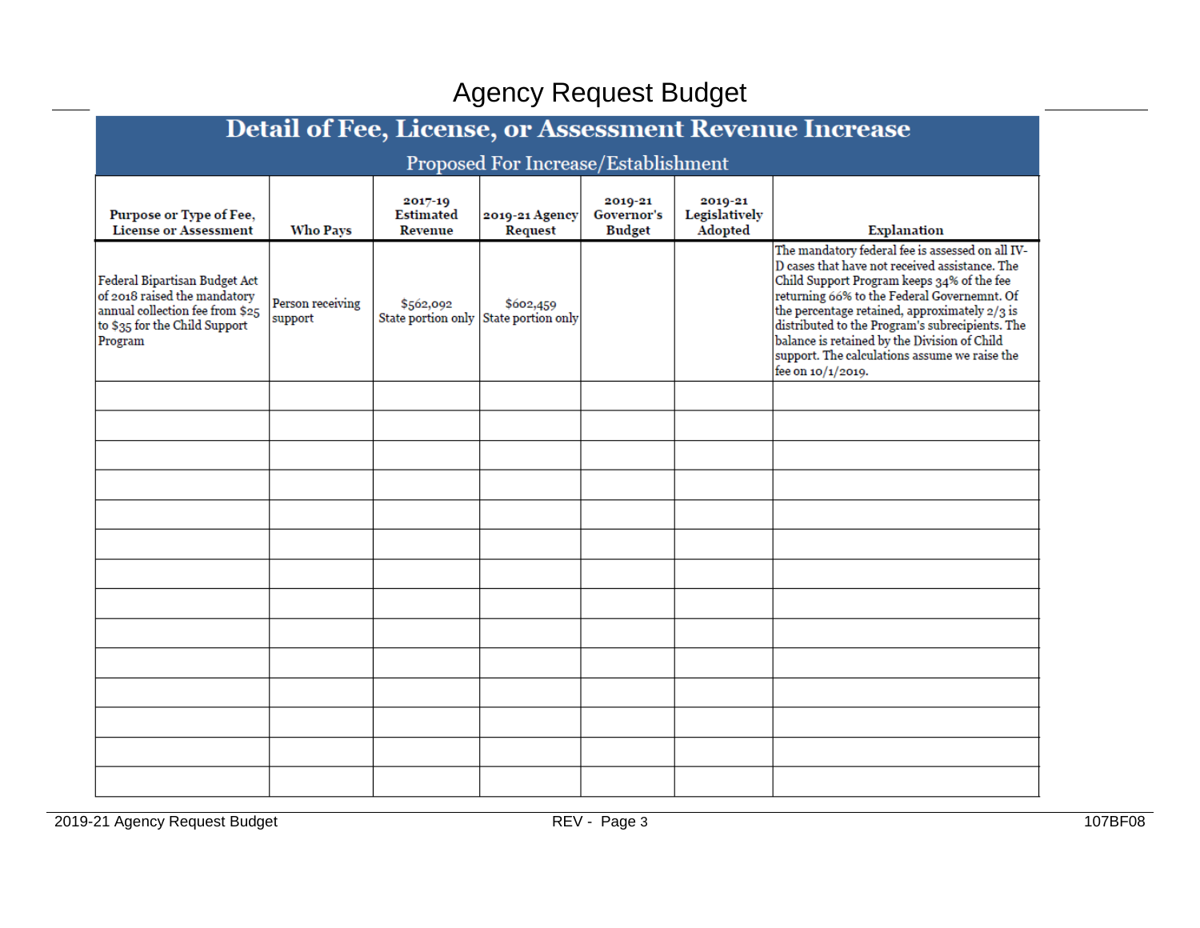# Agency Request Budget

## Detail of Fee, License, or Assessment Revenue Increase

### Proposed For Increase/Establishment

| Purpose or Type of Fee, License or Assessment | Who Pays | 2017-19 Estimated Revenue | 2019-21 Agency Request | 2019-21 Governor's Budget | 2019-21 Legislatively Adopted | Explanation |
|---|---|---|---|---|---|---|
| Federal Bipartisan Budget Act of 2018 raised the mandatory annual collection fee from $25 to $35 for the Child Support Program | Person receiving support | $562,092 State portion only | $602,459 State portion only | | | The mandatory federal fee is assessed on all IV-D cases that have not received assistance. The Child Support Program keeps 34% of the fee returning 66% to the Federal Governemnt. Of the percentage retained, approximately 2/3 is distributed to the Program's subrecipients. The balance is retained by the Division of Child support. The calculations assume we raise the fee on 10/1/2019. |
| | | | | | | |
| | | | | | | |
| | | | | | | |
| | | | | | | |
| | | | | | | |
| | | | | | | |
| | | | | | | |
| | | | | | | |
| | | | | | | |
| | | | | | | |
| | | | | | | |
| | | | | | | |
| | | | | | | |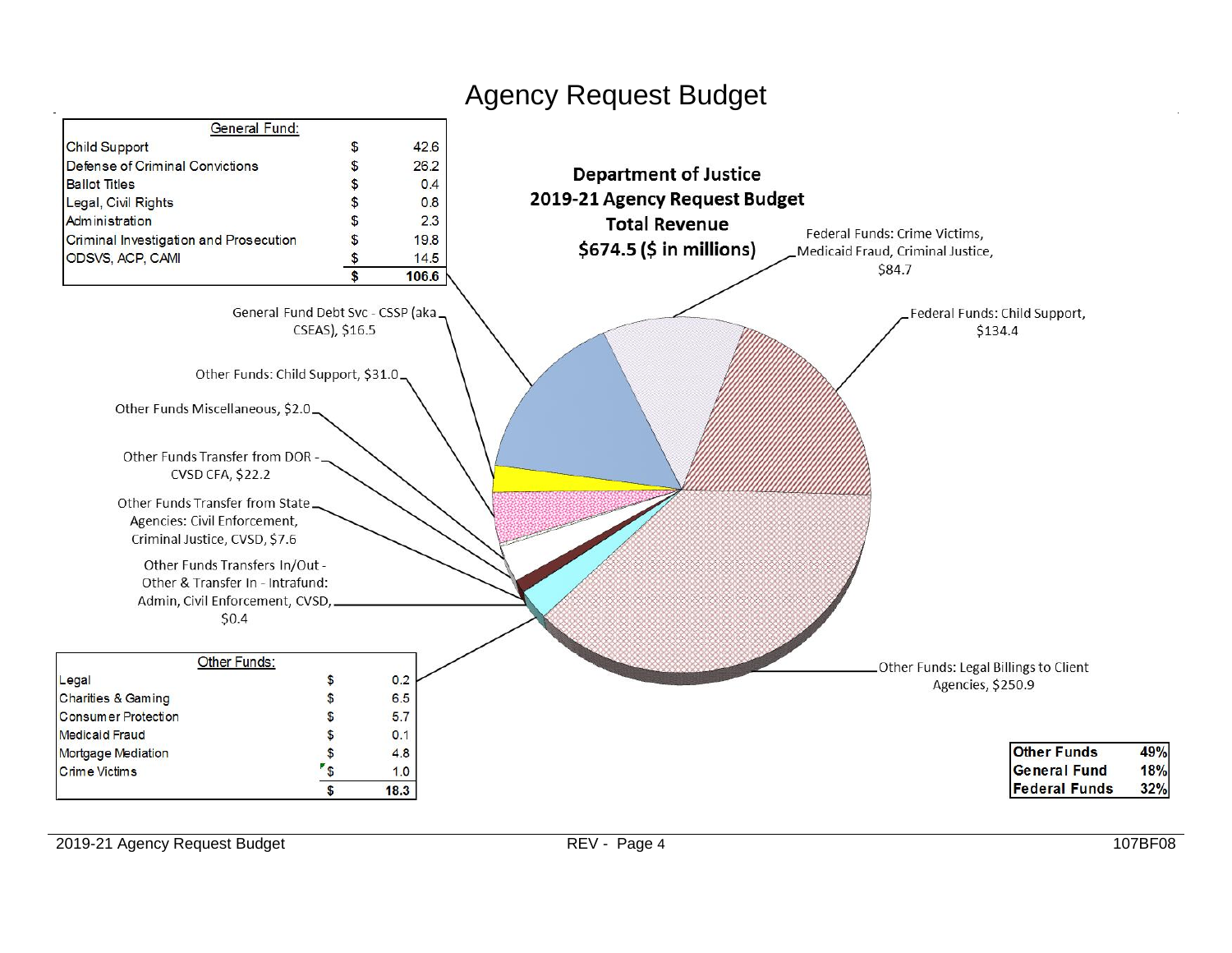# Agency Request Budget

| General Fund: | | |
|---|---|---|
| Child Support | $ | 42.6 |
| Defense of Criminal Convictions | $ | 26.2 |
| Ballot Titles | $ | 0.4 |
| Legal, Civil Rights | $ | 0.8 |
| Administration | $ | 2.3 |
| Criminal Investigation and Prosecution | $ | 19.8 |
| ODSVS, ACP, CAMI | $ | 14.5 |
| | $ | 106.6 |

**Department of Justice**
**2019-21 Agency Request Budget**
**Total Revenue**
**$674.5 ($ in millions)**

- Federal Funds: Crime Victims, Medicaid Fraud, Criminal Justice, $84.7
- Federal Funds: Child Support, $134.4
- Other Funds: Legal Billings to Client Agencies, $250.9
- General Fund Debt Svc - CSSP (aka CSEAS), $16.5
- Other Funds: Child Support, $31.0
- Other Funds Miscellaneous, $2.0
- Other Funds Transfer from DOR - CVSD CFA, $22.2
- Other Funds Transfer from State Agencies: Civil Enforcement, Criminal Justice, CVSD, $7.6
- Other Funds Transfers In/Out - Other & Transfer In - Intrafund: Admin, Civil Enforcement, CVSD, $0.4

| Other Funds: | | |
|---|---|---|
| Legal | $ | 0.2 |
| Charities & Gaming | $ | 6.5 |
| Consumer Protection | $ | 5.7 |
| Medicaid Fraud | $ | 0.1 |
| Mortgage Mediation | $ | 4.8 |
| Crime Victims | $ | 1.0 |
| | $ | 18.3 |

| | |
|---|---|
| Other Funds | 49% |
| General Fund | 18% |
| Federal Funds | 32% |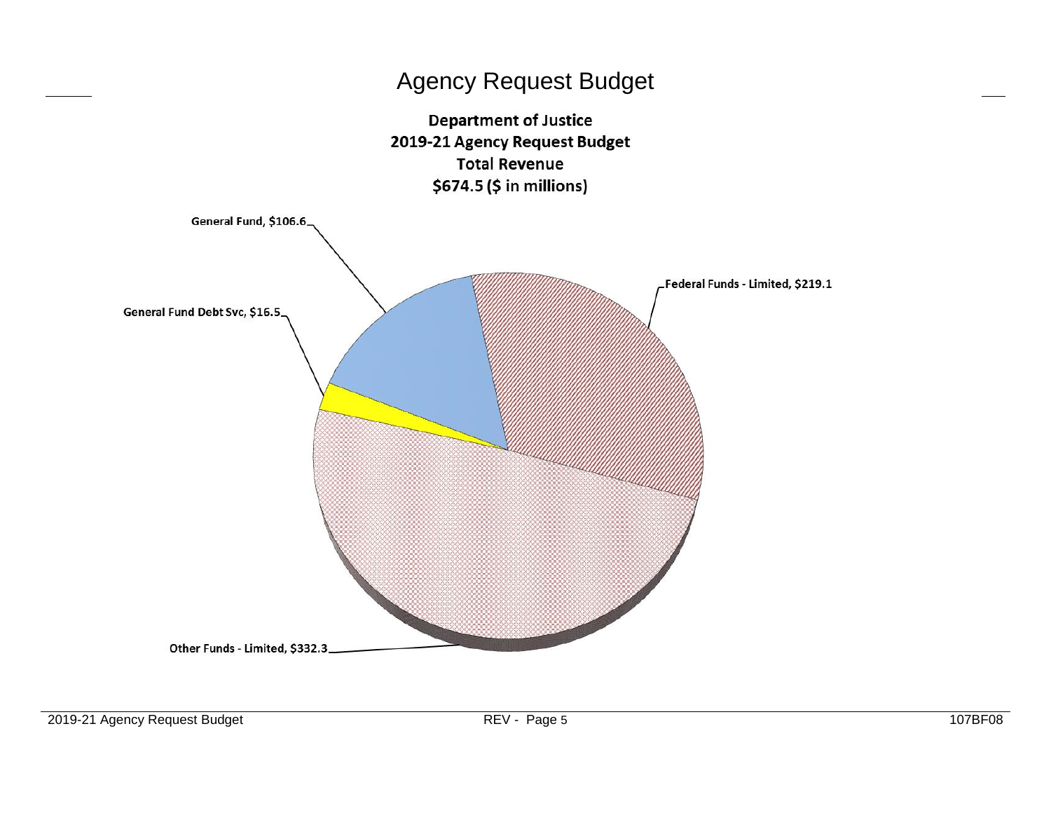# Agency Request Budget

**Department of Justice**
**2019-21 Agency Request Budget**
**Total Revenue**
**$674.5 ($ in millions)**

General Fund, $106.6

Federal Funds - Limited, $219.1

General Fund Debt Svc, $16.5

Other Funds - Limited, $332.3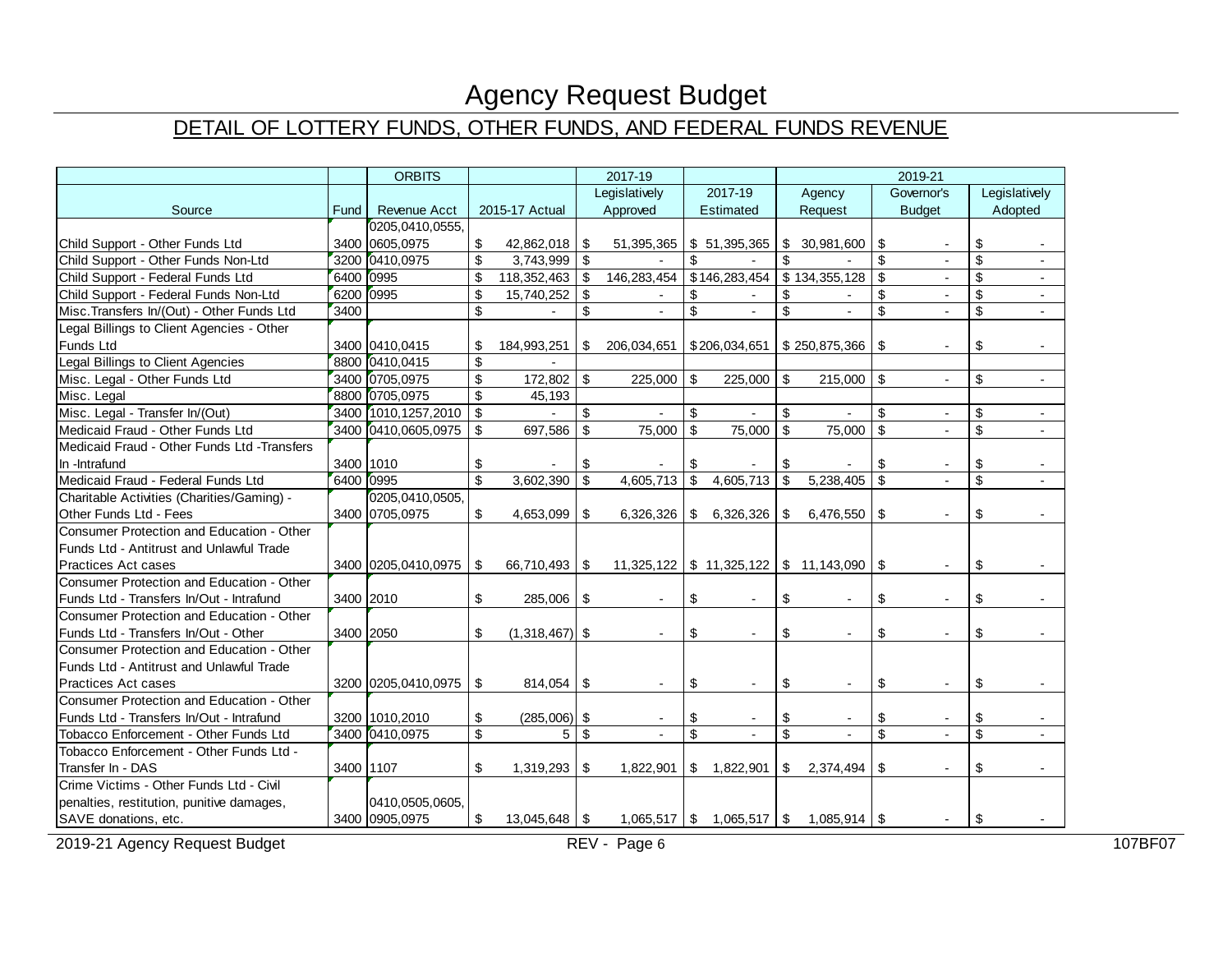# Agency Request Budget

## DETAIL OF LOTTERY FUNDS, OTHER FUNDS, AND FEDERAL FUNDS REVENUE

| | | ORBITS | | 2017-19 | | 2019-21 | | |
|---|---|---|---|---|---|---|---|---|
| Source | Fund | Revenue Acct | 2015-17 Actual | Legislatively Approved | 2017-19 Estimated | Agency Request | Governor's Budget | Legislatively Adopted |
| Child Support - Other Funds Ltd | 3400 | 0205,0410,0555, 0605,0975 | $ 42,862,018 | $ 51,395,365 | $ 51,395,365 | $ 30,981,600 | $ - | $ - |
| Child Support - Other Funds Non-Ltd | 3200 | 0410,0975 | $ 3,743,999 | $ - | $ - | $ - | $ - | $ - |
| Child Support - Federal Funds Ltd | 6400 | 0995 | $ 118,352,463 | $ 146,283,454 | $146,283,454 | $ 134,355,128 | $ - | $ - |
| Child Support - Federal Funds Non-Ltd | 6200 | 0995 | $ 15,740,252 | $ - | $ - | $ - | $ - | $ - |
| Misc.Transfers In/(Out) - Other Funds Ltd | 3400 | | $ - | $ - | $ - | $ - | $ - | $ - |
| Legal Billings to Client Agencies - Other Funds Ltd | 3400 | 0410,0415 | $ 184,993,251 | $ 206,034,651 | $206,034,651 | $ 250,875,366 | $ - | $ - |
| Legal Billings to Client Agencies | 8800 | 0410,0415 | $ - | | | | | |
| Misc. Legal - Other Funds Ltd | 3400 | 0705,0975 | $ 172,802 | $ 225,000 | $ 225,000 | $ 215,000 | $ - | $ - |
| Misc. Legal | 8800 | 0705,0975 | $ 45,193 | | | | | |
| Misc. Legal - Transfer In/(Out) | 3400 | 1010,1257,2010 | $ - | $ - | $ - | $ - | $ - | $ - |
| Medicaid Fraud - Other Funds Ltd | 3400 | 0410,0605,0975 | $ 697,586 | $ 75,000 | $ 75,000 | $ 75,000 | $ - | $ - |
| Medicaid Fraud - Other Funds Ltd -Transfers In -Intrafund | 3400 | 1010 | $ - | $ - | $ - | $ - | $ - | $ - |
| Medicaid Fraud - Federal Funds Ltd | 6400 | 0995 | $ 3,602,390 | $ 4,605,713 | $ 4,605,713 | $ 5,238,405 | $ - | $ - |
| Charitable Activities (Charities/Gaming) - Other Funds Ltd - Fees | 3400 | 0205,0410,0505, 0705,0975 | $ 4,653,099 | $ 6,326,326 | $ 6,326,326 | $ 6,476,550 | $ - | $ - |
| Consumer Protection and Education - Other Funds Ltd - Antitrust and Unlawful Trade Practices Act cases | 3400 | 0205,0410,0975 | $ 66,710,493 | $ 11,325,122 | $ 11,325,122 | $ 11,143,090 | $ - | $ - |
| Consumer Protection and Education - Other Funds Ltd - Transfers In/Out - Intrafund | 3400 | 2010 | $ 285,006 | $ - | $ - | $ - | $ - | $ - |
| Consumer Protection and Education - Other Funds Ltd - Transfers In/Out - Other | 3400 | 2050 | $ (1,318,467) | $ - | $ - | $ - | $ - | $ - |
| Consumer Protection and Education - Other Funds Ltd - Antitrust and Unlawful Trade Practices Act cases | 3200 | 0205,0410,0975 | $ 814,054 | $ - | $ - | $ - | $ - | $ - |
| Consumer Protection and Education - Other Funds Ltd - Transfers In/Out - Intrafund | 3200 | 1010,2010 | $ (285,006) | $ - | $ - | $ - | $ - | $ - |
| Tobacco Enforcement - Other Funds Ltd | 3400 | 0410,0975 | $ 5 | $ - | $ - | $ - | $ - | $ - |
| Tobacco Enforcement - Other Funds Ltd - Transfer In - DAS | 3400 | 1107 | $ 1,319,293 | $ 1,822,901 | $ 1,822,901 | $ 2,374,494 | $ - | $ - |
| Crime Victims - Other Funds Ltd - Civil penalties, restitution, punitive damages, SAVE donations, etc. | 3400 | 0410,0505,0605, 0905,0975 | $ 13,045,648 | $ 1,065,517 | $ 1,065,517 | $ 1,085,914 | $ - | $ - |

2019-21 Agency Request Budget | REV - Page 6 | 107BF07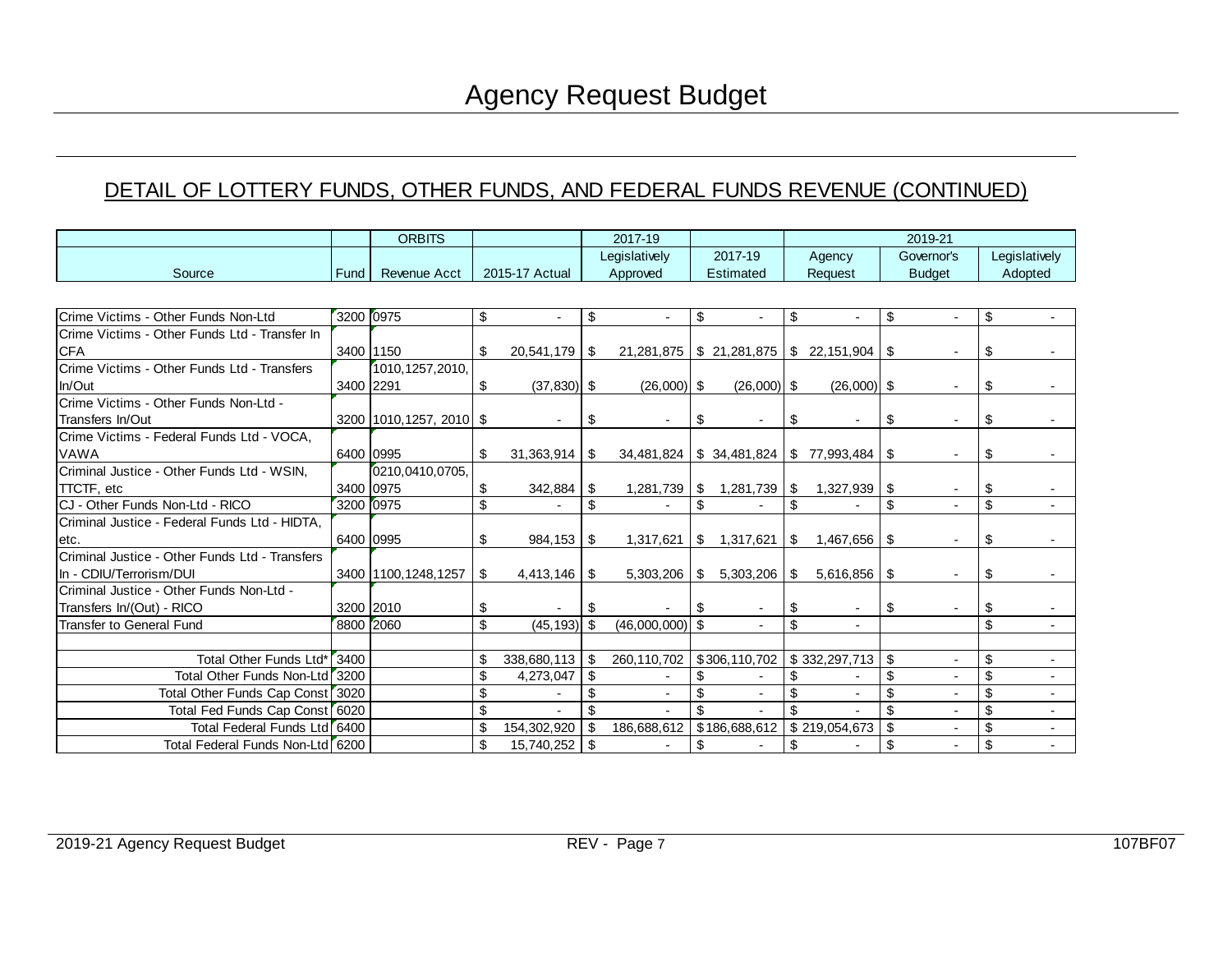# Agency Request Budget

## DETAIL OF LOTTERY FUNDS, OTHER FUNDS, AND FEDERAL FUNDS REVENUE (CONTINUED)

| Source | Fund | ORBITS Revenue Acct | 2015-17 Actual | 2017-19 Legislatively Approved | 2017-19 Estimated | 2019-21 Agency Request | 2019-21 Governor's Budget | 2019-21 Legislatively Adopted |
|---|---|---|---|---|---|---|---|---|
| Crime Victims - Other Funds Non-Ltd | 3200 | 0975 | $ - | $ - | $ - | $ - | $ - | $ - |
| Crime Victims - Other Funds Ltd - Transfer In CFA | 3400 | 1150 | $ 20,541,179 | $ 21,281,875 | $ 21,281,875 | $ 22,151,904 | $ - | $ - |
| Crime Victims - Other Funds Ltd - Transfers In/Out | 3400 | 1010,1257,2010, 2291 | $ (37,830) | $ (26,000) | $ (26,000) | $ (26,000) | $ - | $ - |
| Crime Victims - Other Funds Non-Ltd - Transfers In/Out | 3200 | 1010,1257, 2010 | $ - | $ - | $ - | $ - | $ - | $ - |
| Crime Victims - Federal Funds Ltd - VOCA, VAWA | 6400 | 0995 | $ 31,363,914 | $ 34,481,824 | $ 34,481,824 | $ 77,993,484 | $ - | $ - |
| Criminal Justice - Other Funds Ltd - WSIN, TTCTF, etc | 3400 | 0210,0410,0705, 0975 | $ 342,884 | $ 1,281,739 | $ 1,281,739 | $ 1,327,939 | $ - | $ - |
| CJ - Other Funds Non-Ltd - RICO | 3200 | 0975 | $ - | $ - | $ - | $ - | $ - | $ - |
| Criminal Justice - Federal Funds Ltd - HIDTA, etc. | 6400 | 0995 | $ 984,153 | $ 1,317,621 | $ 1,317,621 | $ 1,467,656 | $ - | $ - |
| Criminal Justice - Other Funds Ltd - Transfers In - CDIU/Terrorism/DUI | 3400 | 1100,1248,1257 | $ 4,413,146 | $ 5,303,206 | $ 5,303,206 | $ 5,616,856 | $ - | $ - |
| Criminal Justice - Other Funds Non-Ltd - Transfers In/(Out) - RICO | 3200 | 2010 | $ - | $ - | $ - | $ - | $ - | $ - |
| Transfer to General Fund | 8800 | 2060 | $ (45,193) | $ (46,000,000) | $ - | $ - | | $ - |
| | | | | | | | | |
| Total Other Funds Ltd* | 3400 | | $ 338,680,113 | $ 260,110,702 | $ 306,110,702 | $ 332,297,713 | $ - | $ - |
| Total Other Funds Non-Ltd | 3200 | | $ 4,273,047 | $ - | $ - | $ - | $ - | $ - |
| Total Other Funds Cap Const | 3020 | | $ - | $ - | $ - | $ - | $ - | $ - |
| Total Fed Funds Cap Const | 6020 | | $ - | $ - | $ - | $ - | $ - | $ - |
| Total Federal Funds Ltd | 6400 | | $ 154,302,920 | $ 186,688,612 | $ 186,688,612 | $ 219,054,673 | $ - | $ - |
| Total Federal Funds Non-Ltd | 6200 | | $ 15,740,252 | $ - | $ - | $ - | $ - | $ - |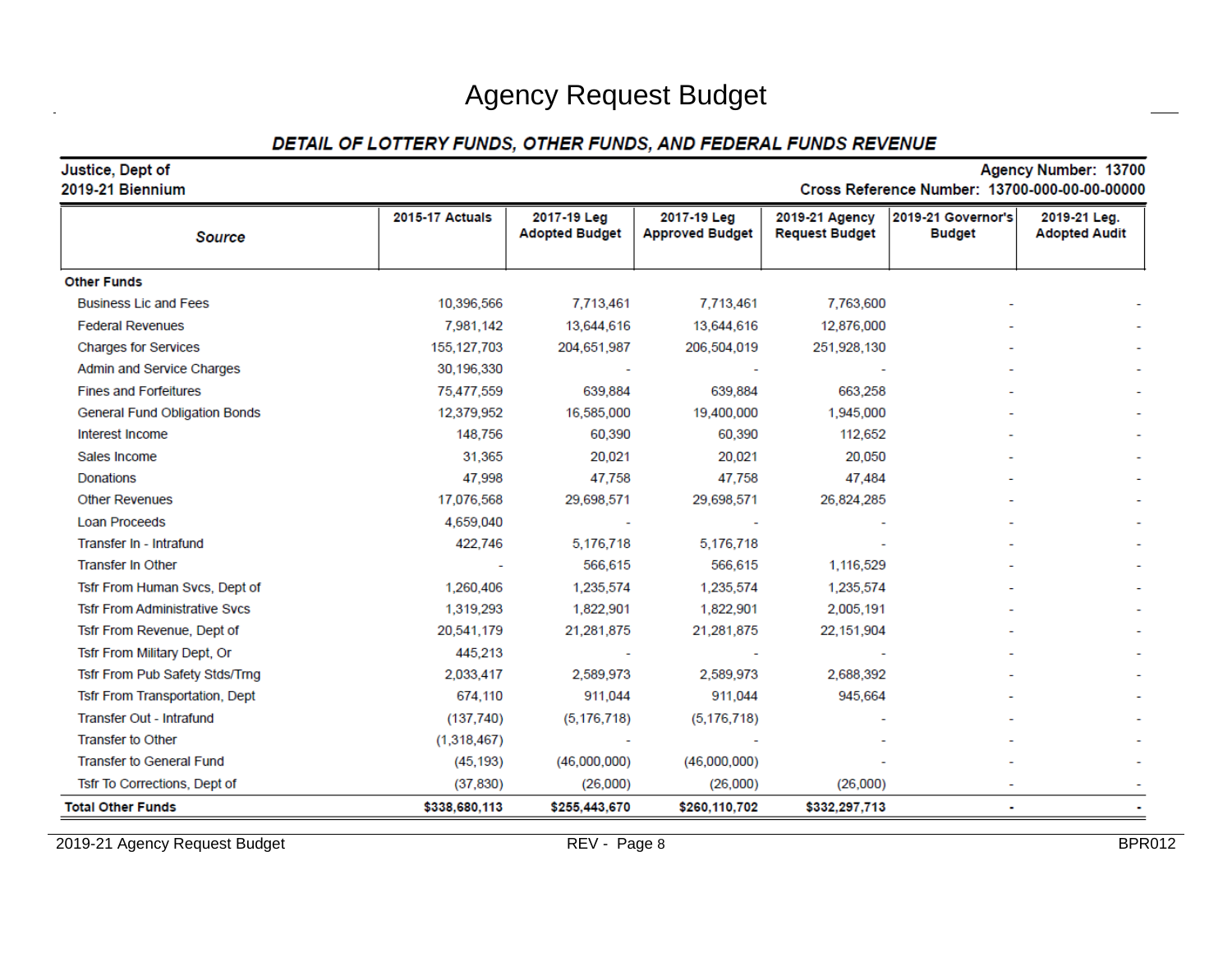# Agency Request Budget

## DETAIL OF LOTTERY FUNDS, OTHER FUNDS, AND FEDERAL FUNDS REVENUE

**Justice, Dept of** — **Agency Number: 13700**
**2019-21 Biennium** — **Cross Reference Number: 13700-000-00-00-00000**

| *Source* | 2015-17 Actuals | 2017-19 Leg Adopted Budget | 2017-19 Leg Approved Budget | 2019-21 Agency Request Budget | 2019-21 Governor's Budget | 2019-21 Leg. Adopted Audit |
|---|---|---|---|---|---|---|
| **Other Funds** | | | | | | |
| Business Lic and Fees | 10,396,566 | 7,713,461 | 7,713,461 | 7,763,600 | - | - |
| Federal Revenues | 7,981,142 | 13,644,616 | 13,644,616 | 12,876,000 | - | - |
| Charges for Services | 155,127,703 | 204,651,987 | 206,504,019 | 251,928,130 | - | - |
| Admin and Service Charges | 30,196,330 | - | - | - | - | - |
| Fines and Forfeitures | 75,477,559 | 639,884 | 639,884 | 663,258 | - | - |
| General Fund Obligation Bonds | 12,379,952 | 16,585,000 | 19,400,000 | 1,945,000 | - | - |
| Interest Income | 148,756 | 60,390 | 60,390 | 112,652 | - | - |
| Sales Income | 31,365 | 20,021 | 20,021 | 20,050 | - | - |
| Donations | 47,998 | 47,758 | 47,758 | 47,484 | - | - |
| Other Revenues | 17,076,568 | 29,698,571 | 29,698,571 | 26,824,285 | - | - |
| Loan Proceeds | 4,659,040 | - | - | - | - | - |
| Transfer In - Intrafund | 422,746 | 5,176,718 | 5,176,718 | - | - | - |
| Transfer In Other | - | 566,615 | 566,615 | 1,116,529 | - | - |
| Tsfr From Human Svcs, Dept of | 1,260,406 | 1,235,574 | 1,235,574 | 1,235,574 | - | - |
| Tsfr From Administrative Svcs | 1,319,293 | 1,822,901 | 1,822,901 | 2,005,191 | - | - |
| Tsfr From Revenue, Dept of | 20,541,179 | 21,281,875 | 21,281,875 | 22,151,904 | - | - |
| Tsfr From Military Dept, Or | 445,213 | - | - | - | - | - |
| Tsfr From Pub Safety Stds/Trng | 2,033,417 | 2,589,973 | 2,589,973 | 2,688,392 | - | - |
| Tsfr From Transportation, Dept | 674,110 | 911,044 | 911,044 | 945,664 | - | - |
| Transfer Out - Intrafund | (137,740) | (5,176,718) | (5,176,718) | - | - | - |
| Transfer to Other | (1,318,467) | - | - | - | - | - |
| Transfer to General Fund | (45,193) | (46,000,000) | (46,000,000) | - | - | - |
| Tsfr To Corrections, Dept of | (37,830) | (26,000) | (26,000) | (26,000) | - | - |
| **Total Other Funds** | **$338,680,113** | **$255,443,670** | **$260,110,702** | **$332,297,713** | **-** | **-** |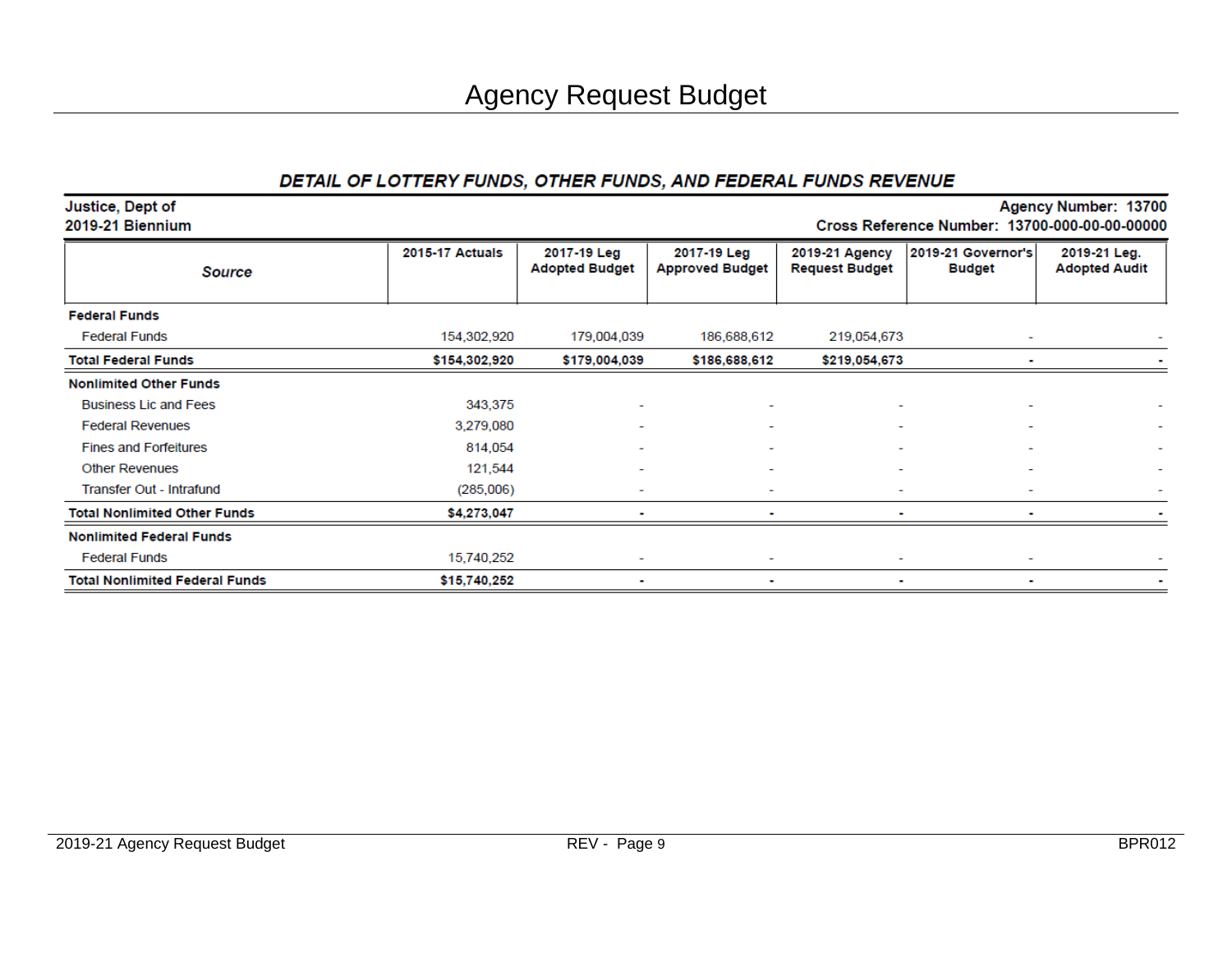# Agency Request Budget

## DETAIL OF LOTTERY FUNDS, OTHER FUNDS, AND FEDERAL FUNDS REVENUE

**Justice, Dept of** | **Agency Number: 13700**
**2019-21 Biennium** | **Cross Reference Number: 13700-000-00-00-00000**

| Source | 2015-17 Actuals | 2017-19 Leg Adopted Budget | 2017-19 Leg Approved Budget | 2019-21 Agency Request Budget | 2019-21 Governor's Budget | 2019-21 Leg. Adopted Audit |
|---|---|---|---|---|---|---|
| **Federal Funds** | | | | | | |
| Federal Funds | 154,302,920 | 179,004,039 | 186,688,612 | 219,054,673 | - | - |
| **Total Federal Funds** | **$154,302,920** | **$179,004,039** | **$186,688,612** | **$219,054,673** | **-** | **-** |
| **Nonlimited Other Funds** | | | | | | |
| Business Lic and Fees | 343,375 | - | - | - | - | - |
| Federal Revenues | 3,279,080 | - | - | - | - | - |
| Fines and Forfeitures | 814,054 | - | - | - | - | - |
| Other Revenues | 121,544 | - | - | - | - | - |
| Transfer Out - Intrafund | (285,006) | - | - | - | - | - |
| **Total Nonlimited Other Funds** | **$4,273,047** | **-** | **-** | **-** | **-** | **-** |
| **Nonlimited Federal Funds** | | | | | | |
| Federal Funds | 15,740,252 | - | - | - | - | - |
| **Total Nonlimited Federal Funds** | **$15,740,252** | **-** | **-** | **-** | **-** | **-** |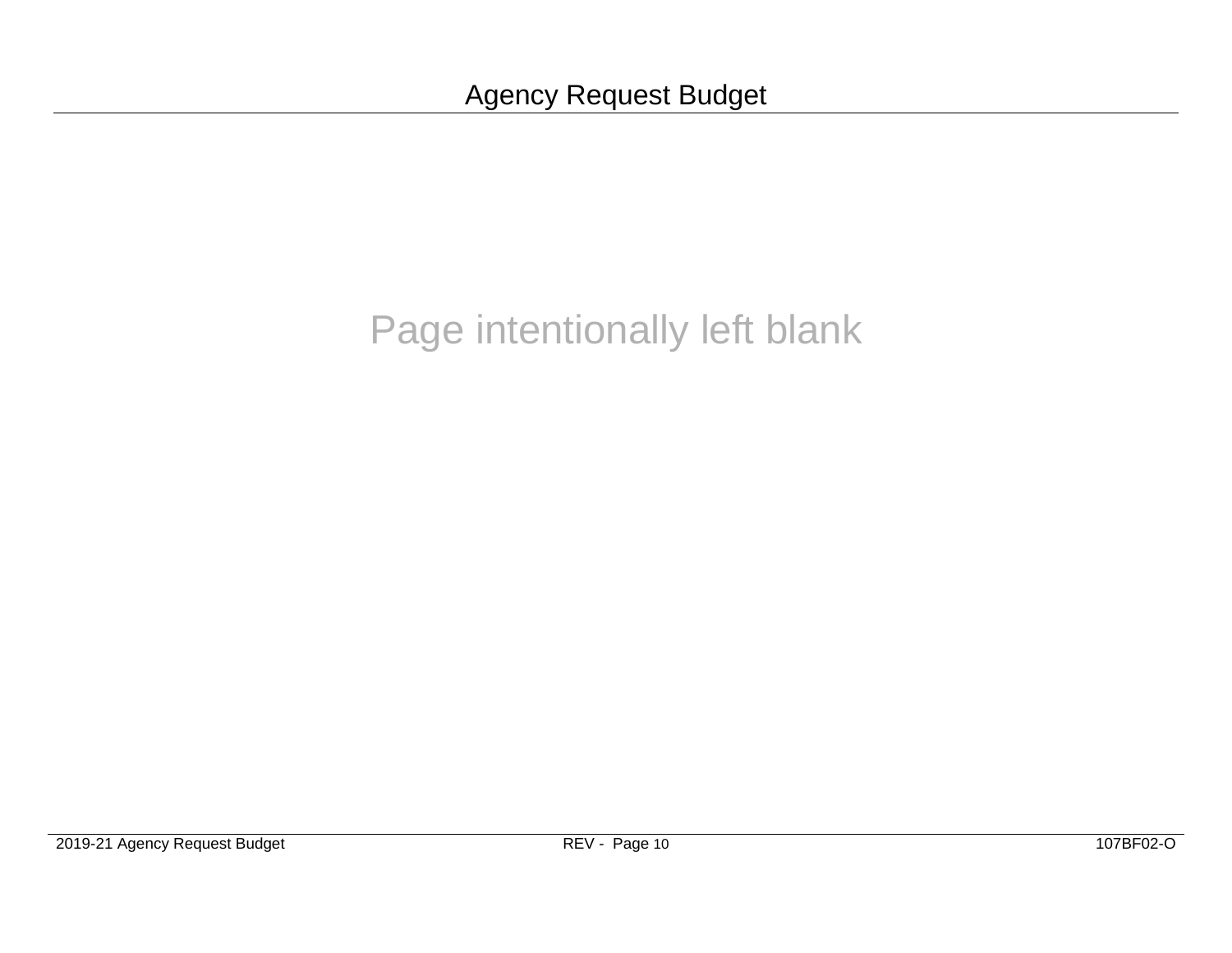# Agency Request Budget

Page intentionally left blank